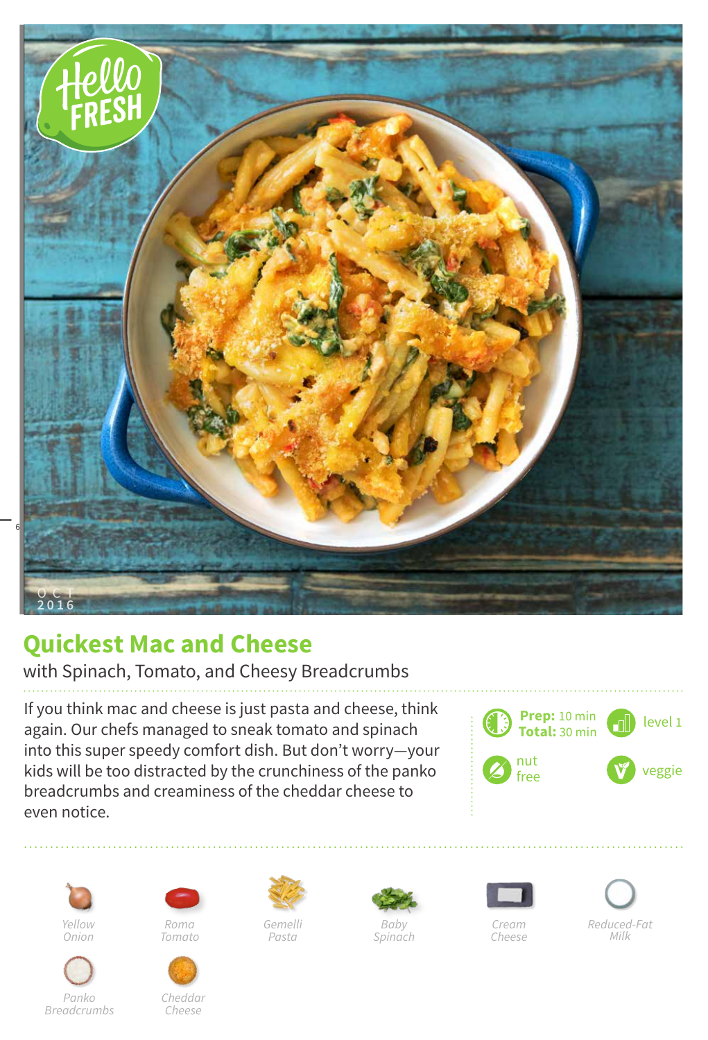# Quickest Mac and Cheese

with Spinach, Tomato, and Cheesy Breadcrumbs

If you think mac and cheese is just pasta and cheese, think again. Our chefs managed to sneak tomato and spinach into this super speedy comfort dish. But don't worry—your kids will be too distracted by the crunchiness of the panko breadcrumbs and creaminess of the cheddar cheese to even notice.

**Prep:** 10 min
**Total:** 30 min

level 1

nut free

veggie

*Yellow Onion*

*Roma Tomato*

*Gemelli Pasta*

*Baby Spinach*

*Cream Cheese*

*Reduced-Fat Milk*

*Panko Breadcrumbs*

*Cheddar Cheese*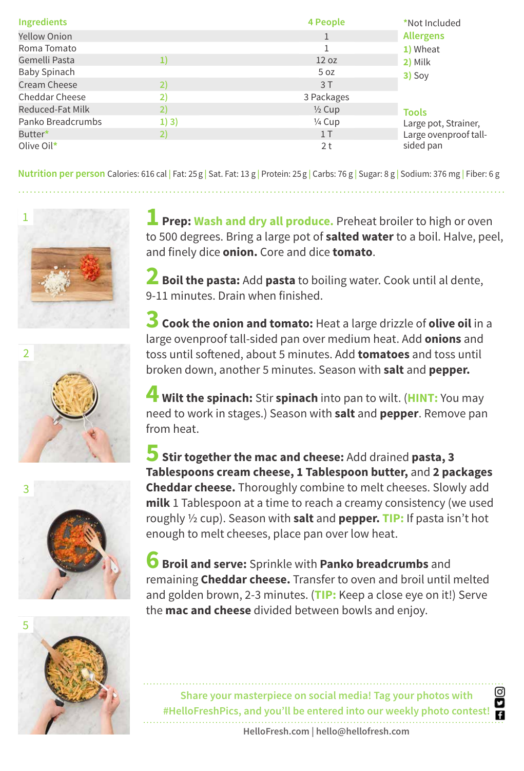| Ingredients | | 4 People |
|---|---|---|
| Yellow Onion | | 1 |
| Roma Tomato | | 1 |
| Gemelli Pasta | 1) | 12 oz |
| Baby Spinach | | 5 oz |
| Cream Cheese | 2) | 3 T |
| Cheddar Cheese | 2) | 3 Packages |
| Reduced-Fat Milk | 2) | ½ Cup |
| Panko Breadcrumbs | 1) 3) | ¼ Cup |
| Butter* | 2) | 1 T |
| Olive Oil* | | 2 t |

*Not Included

**Allergens**
1) Wheat
2) Milk
3) Soy

**Tools**
Large pot, Strainer, Large ovenproof tall-sided pan

**Nutrition per person** Calories: 616 cal | Fat: 25 g | Sat. Fat: 13 g | Protein: 25 g | Carbs: 76 g | Sugar: 8 g | Sodium: 376 mg | Fiber: 6 g

1 **Prep:** **Wash and dry all produce.** Preheat broiler to high or oven to 500 degrees. Bring a large pot of **salted water** to a boil. Halve, peel, and finely dice **onion.** Core and dice **tomato**.

2 **Boil the pasta:** Add **pasta** to boiling water. Cook until al dente, 9-11 minutes. Drain when finished.

3 **Cook the onion and tomato:** Heat a large drizzle of **olive oil** in a large ovenproof tall-sided pan over medium heat. Add **onions** and toss until softened, about 5 minutes. Add **tomatoes** and toss until broken down, another 5 minutes. Season with **salt** and **pepper.**

4 **Wilt the spinach:** Stir **spinach** into pan to wilt. (**HINT:** You may need to work in stages.) Season with **salt** and **pepper**. Remove pan from heat.

5 **Stir together the mac and cheese:** Add drained **pasta, 3 Tablespoons cream cheese, 1 Tablespoon butter,** and **2 packages Cheddar cheese.** Thoroughly combine to melt cheeses. Slowly add **milk** 1 Tablespoon at a time to reach a creamy consistency (we used roughly ½ cup). Season with **salt** and **pepper. TIP:** If pasta isn't hot enough to melt cheeses, place pan over low heat.

6 **Broil and serve:** Sprinkle with **Panko breadcrumbs** and remaining **Cheddar cheese.** Transfer to oven and broil until melted and golden brown, 2-3 minutes. (**TIP:** Keep a close eye on it!) Serve the **mac and cheese** divided between bowls and enjoy.

Share your masterpiece on social media! Tag your photos with #HelloFreshPics, and you'll be entered into our weekly photo contest!

HelloFresh.com | hello@hellofresh.com